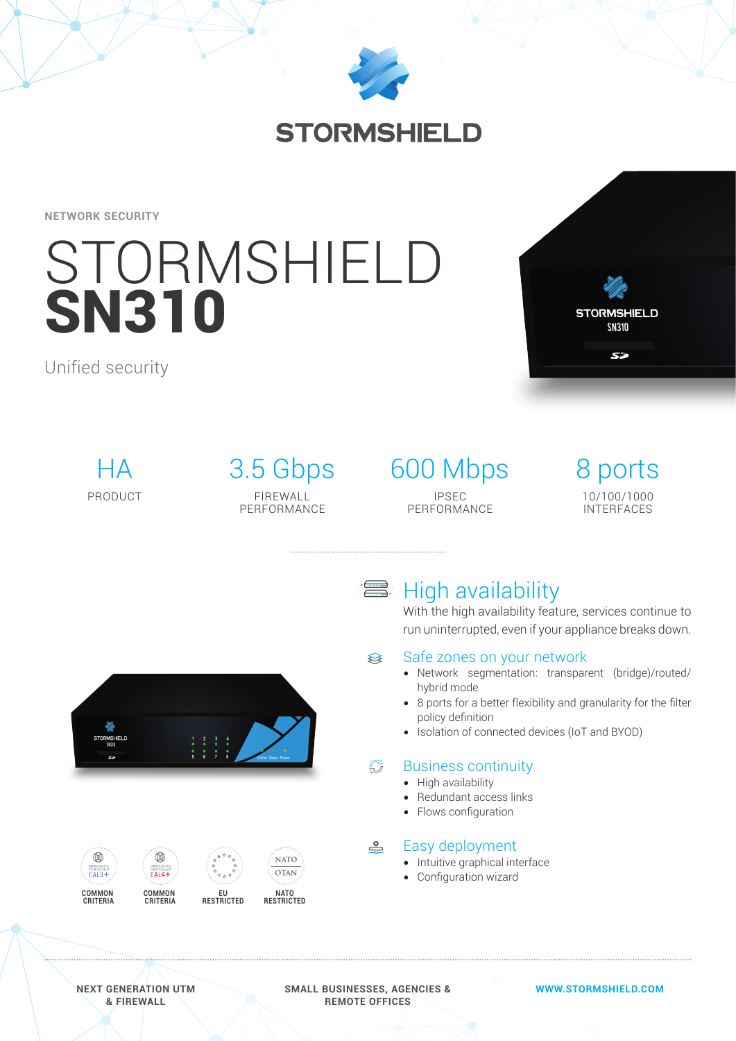STORMSHIELD

NETWORK SECURITY

# STORMSHIELD **SN310**

Unified security

| HA | 3.5 Gbps | 600 Mbps | 8 ports |
|---|---|---|---|
| PRODUCT | FIREWALL PERFORMANCE | IPSEC PERFORMANCE | 10/100/1000 INTERFACES |

## High availability

With the high availability feature, services continue to run uninterrupted, even if your appliance breaks down.

### Safe zones on your network

- Network segmentation: transparent (bridge)/routed/hybrid mode
- 8 ports for a better flexibility and granularity for the filter policy definition
- Isolation of connected devices (IoT and BYOD)

### Business continuity

- High availability
- Redundant access links
- Flows configuration

### Easy deployment

- Intuitive graphical interface
- Configuration wizard

EAL3+ COMMON CRITERIA | EAL4+ COMMON CRITERIA | EU RESTRICTED | NATO RESTRICTED

NEXT GENERATION UTM & FIREWALL

SMALL BUSINESSES, AGENCIES & REMOTE OFFICES

WWW.STORMSHIELD.COM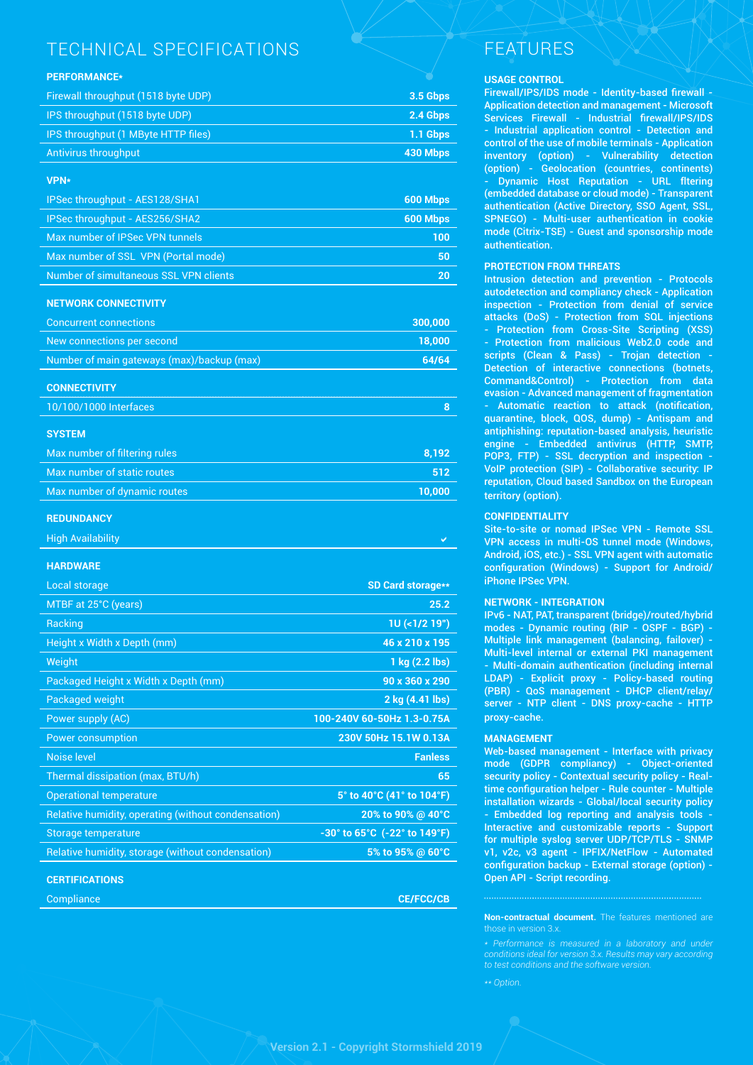# TECHNICAL SPECIFICATIONS

## PERFORMANCE*

| | |
|---|---|
| Firewall throughput (1518 byte UDP) | 3.5 Gbps |
| IPS throughput (1518 byte UDP) | 2.4 Gbps |
| IPS throughput (1 MByte HTTP files) | 1.1 Gbps |
| Antivirus throughput | 430 Mbps |

## VPN*

| | |
|---|---|
| IPSec throughput - AES128/SHA1 | 600 Mbps |
| IPSec throughput - AES256/SHA2 | 600 Mbps |
| Max number of IPSec VPN tunnels | 100 |
| Max number of SSL VPN (Portal mode) | 50 |
| Number of simultaneous SSL VPN clients | 20 |

## NETWORK CONNECTIVITY

| | |
|---|---|
| Concurrent connections | 300,000 |
| New connections per second | 18,000 |
| Number of main gateways (max)/backup (max) | 64/64 |

## CONNECTIVITY

| | |
|---|---|
| 10/100/1000 Interfaces | 8 |

## SYSTEM

| | |
|---|---|
| Max number of filtering rules | 8,192 |
| Max number of static routes | 512 |
| Max number of dynamic routes | 10,000 |

## REDUNDANCY

| | |
|---|---|
| High Availability | ✔ |

## HARDWARE

| | |
|---|---|
| Local storage | SD Card storage** |
| MTBF at 25°C (years) | 25.2 |
| Racking | 1U (<1/2 19") |
| Height x Width x Depth (mm) | 46 x 210 x 195 |
| Weight | 1 kg (2.2 lbs) |
| Packaged Height x Width x Depth (mm) | 90 x 360 x 290 |
| Packaged weight | 2 kg (4.41 lbs) |
| Power supply (AC) | 100-240V 60-50Hz 1.3-0.75A |
| Power consumption | 230V 50Hz 15.1W 0.13A |
| Noise level | Fanless |
| Thermal dissipation (max, BTU/h) | 65 |
| Operational temperature | 5° to 40°C (41° to 104°F) |
| Relative humidity, operating (without condensation) | 20% to 90% @ 40°C |
| Storage temperature | -30° to 65°C (-22° to 149°F) |
| Relative humidity, storage (without condensation) | 5% to 95% @ 60°C |

## CERTIFICATIONS

| | |
|---|---|
| Compliance | CE/FCC/CB |

# FEATURES

## USAGE CONTROL

Firewall/IPS/IDS mode - Identity-based firewall - Application detection and management - Microsoft Services Firewall - Industrial firewall/IPS/IDS - Industrial application control - Detection and control of the use of mobile terminals - Application inventory (option) - Vulnerability detection (option) - Geolocation (countries, continents) - Dynamic Host Reputation - URL filtering (embedded database or cloud mode) - Transparent authentication (Active Directory, SSO Agent, SSL, SPNEGO) - Multi-user authentication in cookie mode (Citrix-TSE) - Guest and sponsorship mode authentication.

## PROTECTION FROM THREATS

Intrusion detection and prevention - Protocols autodetection and compliancy check - Application inspection - Protection from denial of service attacks (DoS) - Protection from SQL injections - Protection from Cross-Site Scripting (XSS) - Protection from malicious Web2.0 code and scripts (Clean & Pass) - Trojan detection - Detection of interactive connections (botnets, Command&Control) - Protection from data evasion - Advanced management of fragmentation - Automatic reaction to attack (notification, quarantine, block, QOS, dump) - Antispam and antiphishing: reputation-based analysis, heuristic engine - Embedded antivirus (HTTP, SMTP, POP3, FTP) - SSL decryption and inspection - VoIP protection (SIP) - Collaborative security: IP reputation, Cloud based Sandbox on the European territory (option).

## CONFIDENTIALITY

Site-to-site or nomad IPSec VPN - Remote SSL VPN access in multi-OS tunnel mode (Windows, Android, iOS, etc.) - SSL VPN agent with automatic configuration (Windows) - Support for Android/ iPhone IPSec VPN.

## NETWORK - INTEGRATION

IPv6 - NAT, PAT, transparent (bridge)/routed/hybrid modes - Dynamic routing (RIP - OSPF - BGP) - Multiple link management (balancing, failover) - Multi-level internal or external PKI management - Multi-domain authentication (including internal LDAP) - Explicit proxy - Policy-based routing (PBR) - QoS management - DHCP client/relay/ server - NTP client - DNS proxy-cache - HTTP proxy-cache.

## MANAGEMENT

Web-based management - Interface with privacy mode (GDPR compliancy) - Object-oriented security policy - Contextual security policy - Real-time configuration helper - Rule counter - Multiple installation wizards - Global/local security policy - Embedded log reporting and analysis tools - Interactive and customizable reports - Support for multiple syslog server UDP/TCP/TLS - SNMP v1, v2c, v3 agent - IPFIX/NetFlow - Automated configuration backup - External storage (option) - Open API - Script recording.

**Non-contractual document.** The features mentioned are those in version 3.x.

*\* Performance is measured in a laboratory and under conditions ideal for version 3.x. Results may vary according to test conditions and the software version.*

*\*\* Option.*

Version 2.1 - Copyright Stormshield 2019